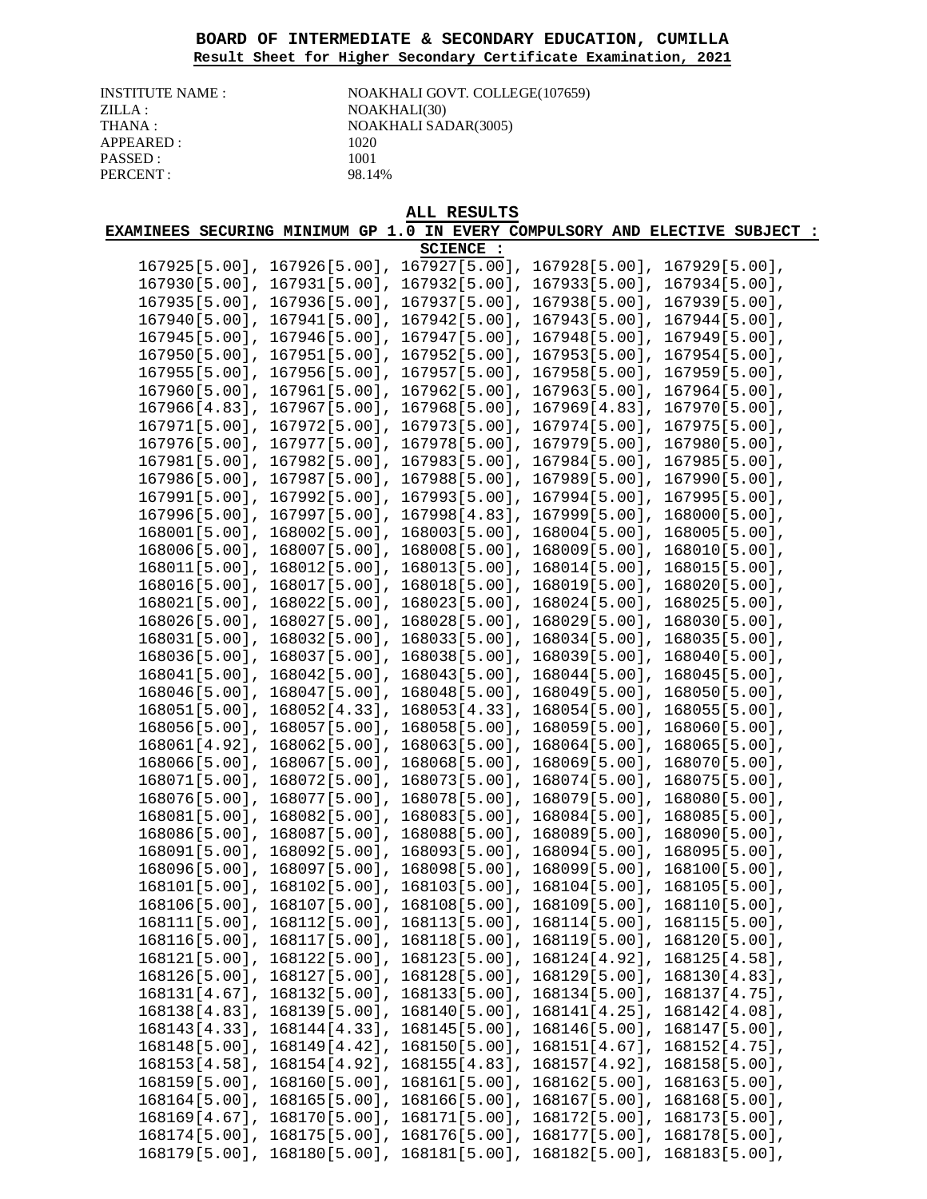# BOARD OF INTERMEDIATE & SECONDARY EDUCATION, CUMILLA

**Result Sheet for Higher Secondary Certificate Examination, 2021**

INSTITUTE NAME : NOAKHALI GOVT. COLLEGE(107659)
ZILLA : NOAKHALI(30)
THANA : NOAKHALI SADAR(3005)
APPEARED : 1020
PASSED : 1001
PERCENT : 98.14%

## ALL RESULTS

### EXAMINEES SECURING MINIMUM GP 1.0 IN EVERY COMPULSORY AND ELECTIVE SUBJECT :

**SCIENCE :**

167925[5.00], 167926[5.00], 167927[5.00], 167928[5.00], 167929[5.00],
167930[5.00], 167931[5.00], 167932[5.00], 167933[5.00], 167934[5.00],
167935[5.00], 167936[5.00], 167937[5.00], 167938[5.00], 167939[5.00],
167940[5.00], 167941[5.00], 167942[5.00], 167943[5.00], 167944[5.00],
167945[5.00], 167946[5.00], 167947[5.00], 167948[5.00], 167949[5.00],
167950[5.00], 167951[5.00], 167952[5.00], 167953[5.00], 167954[5.00],
167955[5.00], 167956[5.00], 167957[5.00], 167958[5.00], 167959[5.00],
167960[5.00], 167961[5.00], 167962[5.00], 167963[5.00], 167964[5.00],
167966[4.83], 167967[5.00], 167968[5.00], 167969[4.83], 167970[5.00],
167971[5.00], 167972[5.00], 167973[5.00], 167974[5.00], 167975[5.00],
167976[5.00], 167977[5.00], 167978[5.00], 167979[5.00], 167980[5.00],
167981[5.00], 167982[5.00], 167983[5.00], 167984[5.00], 167985[5.00],
167986[5.00], 167987[5.00], 167988[5.00], 167989[5.00], 167990[5.00],
167991[5.00], 167992[5.00], 167993[5.00], 167994[5.00], 167995[5.00],
167996[5.00], 167997[5.00], 167998[4.83], 167999[5.00], 168000[5.00],
168001[5.00], 168002[5.00], 168003[5.00], 168004[5.00], 168005[5.00],
168006[5.00], 168007[5.00], 168008[5.00], 168009[5.00], 168010[5.00],
168011[5.00], 168012[5.00], 168013[5.00], 168014[5.00], 168015[5.00],
168016[5.00], 168017[5.00], 168018[5.00], 168019[5.00], 168020[5.00],
168021[5.00], 168022[5.00], 168023[5.00], 168024[5.00], 168025[5.00],
168026[5.00], 168027[5.00], 168028[5.00], 168029[5.00], 168030[5.00],
168031[5.00], 168032[5.00], 168033[5.00], 168034[5.00], 168035[5.00],
168036[5.00], 168037[5.00], 168038[5.00], 168039[5.00], 168040[5.00],
168041[5.00], 168042[5.00], 168043[5.00], 168044[5.00], 168045[5.00],
168046[5.00], 168047[5.00], 168048[5.00], 168049[5.00], 168050[5.00],
168051[5.00], 168052[4.33], 168053[4.33], 168054[5.00], 168055[5.00],
168056[5.00], 168057[5.00], 168058[5.00], 168059[5.00], 168060[5.00],
168061[4.92], 168062[5.00], 168063[5.00], 168064[5.00], 168065[5.00],
168066[5.00], 168067[5.00], 168068[5.00], 168069[5.00], 168070[5.00],
168071[5.00], 168072[5.00], 168073[5.00], 168074[5.00], 168075[5.00],
168076[5.00], 168077[5.00], 168078[5.00], 168079[5.00], 168080[5.00],
168081[5.00], 168082[5.00], 168083[5.00], 168084[5.00], 168085[5.00],
168086[5.00], 168087[5.00], 168088[5.00], 168089[5.00], 168090[5.00],
168091[5.00], 168092[5.00], 168093[5.00], 168094[5.00], 168095[5.00],
168096[5.00], 168097[5.00], 168098[5.00], 168099[5.00], 168100[5.00],
168101[5.00], 168102[5.00], 168103[5.00], 168104[5.00], 168105[5.00],
168106[5.00], 168107[5.00], 168108[5.00], 168109[5.00], 168110[5.00],
168111[5.00], 168112[5.00], 168113[5.00], 168114[5.00], 168115[5.00],
168116[5.00], 168117[5.00], 168118[5.00], 168119[5.00], 168120[5.00],
168121[5.00], 168122[5.00], 168123[5.00], 168124[4.92], 168125[4.58],
168126[5.00], 168127[5.00], 168128[5.00], 168129[5.00], 168130[4.83],
168131[4.67], 168132[5.00], 168133[5.00], 168134[5.00], 168137[4.75],
168138[4.83], 168139[5.00], 168140[5.00], 168141[4.25], 168142[4.08],
168143[4.33], 168144[4.33], 168145[5.00], 168146[5.00], 168147[5.00],
168148[5.00], 168149[4.42], 168150[5.00], 168151[4.67], 168152[4.75],
168153[4.58], 168154[4.92], 168155[4.83], 168157[4.92], 168158[5.00],
168159[5.00], 168160[5.00], 168161[5.00], 168162[5.00], 168163[5.00],
168164[5.00], 168165[5.00], 168166[5.00], 168167[5.00], 168168[5.00],
168169[4.67], 168170[5.00], 168171[5.00], 168172[5.00], 168173[5.00],
168174[5.00], 168175[5.00], 168176[5.00], 168177[5.00], 168178[5.00],
168179[5.00], 168180[5.00], 168181[5.00], 168182[5.00], 168183[5.00],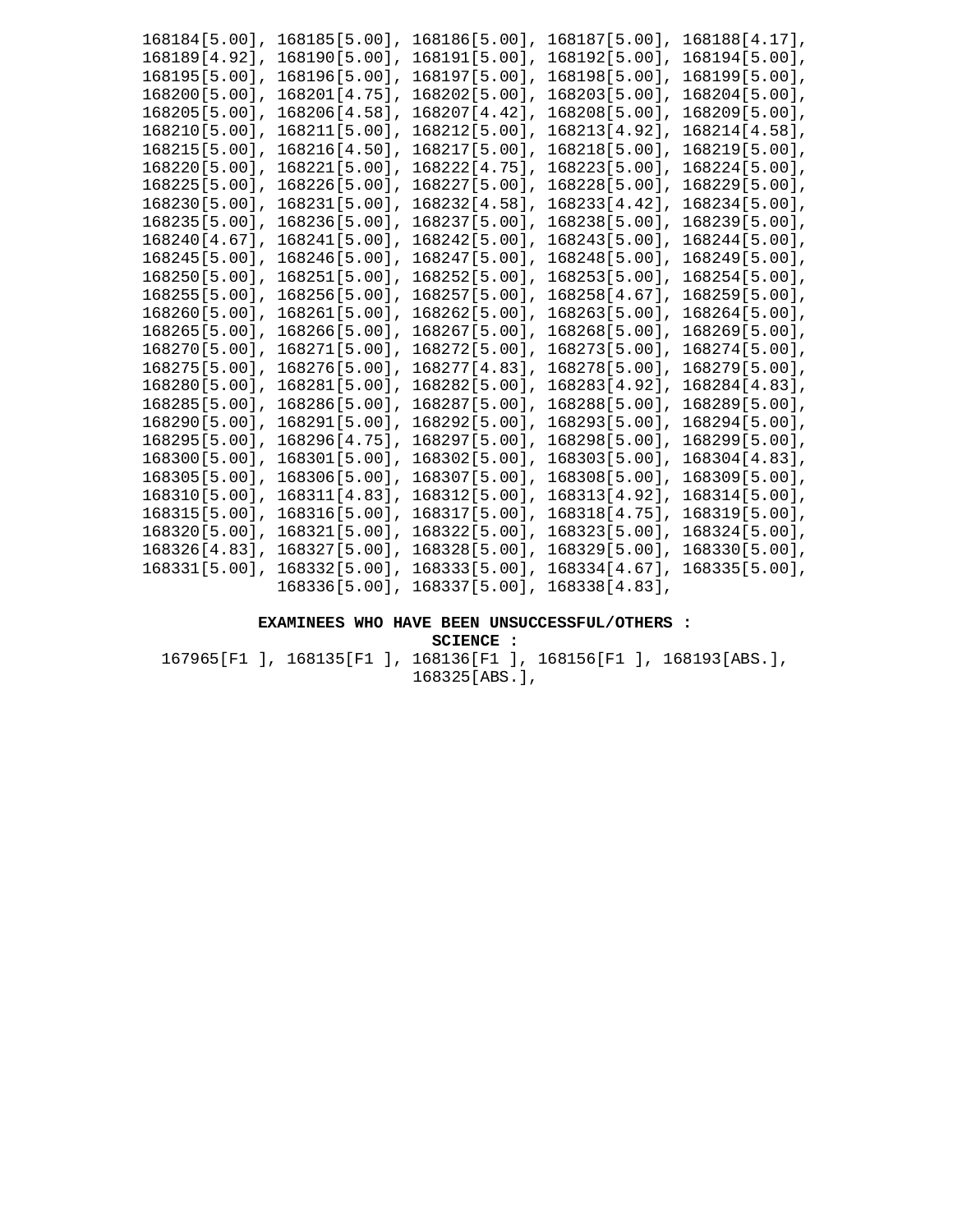168184[5.00], 168185[5.00], 168186[5.00], 168187[5.00], 168188[4.17],
168189[4.92], 168190[5.00], 168191[5.00], 168192[5.00], 168194[5.00],
168195[5.00], 168196[5.00], 168197[5.00], 168198[5.00], 168199[5.00],
168200[5.00], 168201[4.75], 168202[5.00], 168203[5.00], 168204[5.00],
168205[5.00], 168206[4.58], 168207[4.42], 168208[5.00], 168209[5.00],
168210[5.00], 168211[5.00], 168212[5.00], 168213[4.92], 168214[4.58],
168215[5.00], 168216[4.50], 168217[5.00], 168218[5.00], 168219[5.00],
168220[5.00], 168221[5.00], 168222[4.75], 168223[5.00], 168224[5.00],
168225[5.00], 168226[5.00], 168227[5.00], 168228[5.00], 168229[5.00],
168230[5.00], 168231[5.00], 168232[4.58], 168233[4.42], 168234[5.00],
168235[5.00], 168236[5.00], 168237[5.00], 168238[5.00], 168239[5.00],
168240[4.67], 168241[5.00], 168242[5.00], 168243[5.00], 168244[5.00],
168245[5.00], 168246[5.00], 168247[5.00], 168248[5.00], 168249[5.00],
168250[5.00], 168251[5.00], 168252[5.00], 168253[5.00], 168254[5.00],
168255[5.00], 168256[5.00], 168257[5.00], 168258[4.67], 168259[5.00],
168260[5.00], 168261[5.00], 168262[5.00], 168263[5.00], 168264[5.00],
168265[5.00], 168266[5.00], 168267[5.00], 168268[5.00], 168269[5.00],
168270[5.00], 168271[5.00], 168272[5.00], 168273[5.00], 168274[5.00],
168275[5.00], 168276[5.00], 168277[4.83], 168278[5.00], 168279[5.00],
168280[5.00], 168281[5.00], 168282[5.00], 168283[4.92], 168284[4.83],
168285[5.00], 168286[5.00], 168287[5.00], 168288[5.00], 168289[5.00],
168290[5.00], 168291[5.00], 168292[5.00], 168293[5.00], 168294[5.00],
168295[5.00], 168296[4.75], 168297[5.00], 168298[5.00], 168299[5.00],
168300[5.00], 168301[5.00], 168302[5.00], 168303[5.00], 168304[4.83],
168305[5.00], 168306[5.00], 168307[5.00], 168308[5.00], 168309[5.00],
168310[5.00], 168311[4.83], 168312[5.00], 168313[4.92], 168314[5.00],
168315[5.00], 168316[5.00], 168317[5.00], 168318[4.75], 168319[5.00],
168320[5.00], 168321[5.00], 168322[5.00], 168323[5.00], 168324[5.00],
168326[4.83], 168327[5.00], 168328[5.00], 168329[5.00], 168330[5.00],
168331[5.00], 168332[5.00], 168333[5.00], 168334[4.67], 168335[5.00],
168336[5.00], 168337[5.00], 168338[4.83],

**EXAMINEES WHO HAVE BEEN UNSUCCESSFUL/OTHERS :**

**SCIENCE :**

167965[F1 ], 168135[F1 ], 168136[F1 ], 168156[F1 ], 168193[ABS.],
168325[ABS.],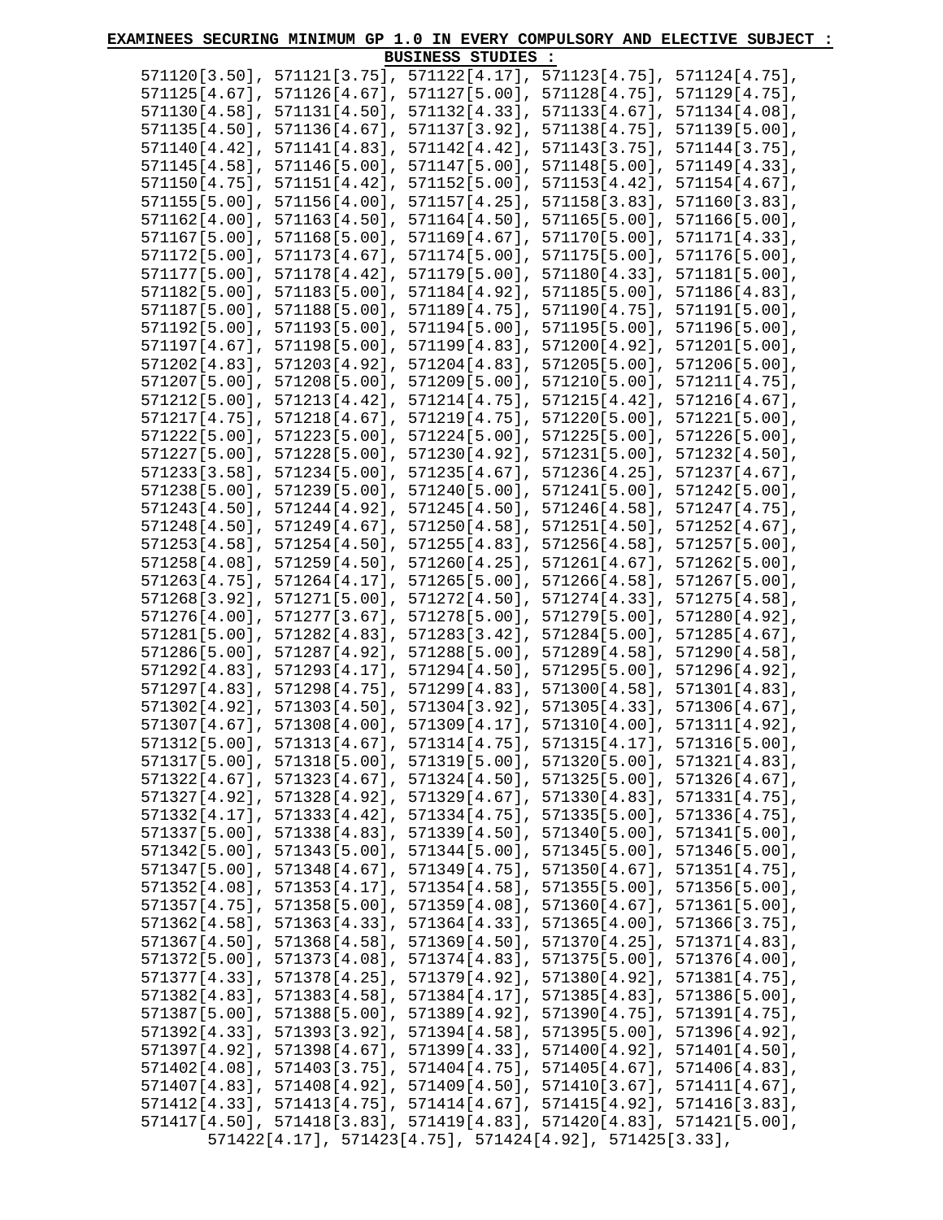**EXAMINEES SECURING MINIMUM GP 1.0 IN EVERY COMPULSORY AND ELECTIVE SUBJECT :**

**BUSINESS STUDIES :**

571120[3.50], 571121[3.75], 571122[4.17], 571123[4.75], 571124[4.75],
571125[4.67], 571126[4.67], 571127[5.00], 571128[4.75], 571129[4.75],
571130[4.58], 571131[4.50], 571132[4.33], 571133[4.67], 571134[4.08],
571135[4.50], 571136[4.67], 571137[3.92], 571138[4.75], 571139[5.00],
571140[4.42], 571141[4.83], 571142[4.42], 571143[3.75], 571144[3.75],
571145[4.58], 571146[5.00], 571147[5.00], 571148[5.00], 571149[4.33],
571150[4.75], 571151[4.42], 571152[5.00], 571153[4.42], 571154[4.67],
571155[5.00], 571156[4.00], 571157[4.25], 571158[3.83], 571160[3.83],
571162[4.00], 571163[4.50], 571164[4.50], 571165[5.00], 571166[5.00],
571167[5.00], 571168[5.00], 571169[4.67], 571170[5.00], 571171[4.33],
571172[5.00], 571173[4.67], 571174[5.00], 571175[5.00], 571176[5.00],
571177[5.00], 571178[4.42], 571179[5.00], 571180[4.33], 571181[5.00],
571182[5.00], 571183[5.00], 571184[4.92], 571185[5.00], 571186[4.83],
571187[5.00], 571188[5.00], 571189[4.75], 571190[4.75], 571191[5.00],
571192[5.00], 571193[5.00], 571194[5.00], 571195[5.00], 571196[5.00],
571197[4.67], 571198[5.00], 571199[4.83], 571200[4.92], 571201[5.00],
571202[4.83], 571203[4.92], 571204[4.83], 571205[5.00], 571206[5.00],
571207[5.00], 571208[5.00], 571209[5.00], 571210[5.00], 571211[4.75],
571212[5.00], 571213[4.42], 571214[4.75], 571215[4.42], 571216[4.67],
571217[4.75], 571218[4.67], 571219[4.75], 571220[5.00], 571221[5.00],
571222[5.00], 571223[5.00], 571224[5.00], 571225[5.00], 571226[5.00],
571227[5.00], 571228[5.00], 571230[4.92], 571231[5.00], 571232[4.50],
571233[3.58], 571234[5.00], 571235[4.67], 571236[4.25], 571237[4.67],
571238[5.00], 571239[5.00], 571240[5.00], 571241[5.00], 571242[5.00],
571243[4.50], 571244[4.92], 571245[4.50], 571246[4.58], 571247[4.75],
571248[4.50], 571249[4.67], 571250[4.58], 571251[4.50], 571252[4.67],
571253[4.58], 571254[4.50], 571255[4.83], 571256[4.58], 571257[5.00],
571258[4.08], 571259[4.50], 571260[4.25], 571261[4.67], 571262[5.00],
571263[4.75], 571264[4.17], 571265[5.00], 571266[4.58], 571267[5.00],
571268[3.92], 571271[5.00], 571272[4.50], 571274[4.33], 571275[4.58],
571276[4.00], 571277[3.67], 571278[5.00], 571279[5.00], 571280[4.92],
571281[5.00], 571282[4.83], 571283[3.42], 571284[5.00], 571285[4.67],
571286[5.00], 571287[4.92], 571288[5.00], 571289[4.58], 571290[4.58],
571292[4.83], 571293[4.17], 571294[4.50], 571295[5.00], 571296[4.92],
571297[4.83], 571298[4.75], 571299[4.83], 571300[4.58], 571301[4.83],
571302[4.92], 571303[4.50], 571304[3.92], 571305[4.33], 571306[4.67],
571307[4.67], 571308[4.00], 571309[4.17], 571310[4.00], 571311[4.92],
571312[5.00], 571313[4.67], 571314[4.75], 571315[4.17], 571316[5.00],
571317[5.00], 571318[5.00], 571319[5.00], 571320[5.00], 571321[4.83],
571322[4.67], 571323[4.67], 571324[4.50], 571325[5.00], 571326[4.67],
571327[4.92], 571328[4.92], 571329[4.67], 571330[4.83], 571331[4.75],
571332[4.17], 571333[4.42], 571334[4.75], 571335[5.00], 571336[4.75],
571337[5.00], 571338[4.83], 571339[4.50], 571340[5.00], 571341[5.00],
571342[5.00], 571343[5.00], 571344[5.00], 571345[5.00], 571346[5.00],
571347[5.00], 571348[4.67], 571349[4.75], 571350[4.67], 571351[4.75],
571352[4.08], 571353[4.17], 571354[4.58], 571355[5.00], 571356[5.00],
571357[4.75], 571358[5.00], 571359[4.08], 571360[4.67], 571361[5.00],
571362[4.58], 571363[4.33], 571364[4.33], 571365[4.00], 571366[3.75],
571367[4.50], 571368[4.58], 571369[4.50], 571370[4.25], 571371[4.83],
571372[5.00], 571373[4.08], 571374[4.83], 571375[5.00], 571376[4.00],
571377[4.33], 571378[4.25], 571379[4.92], 571380[4.92], 571381[4.75],
571382[4.83], 571383[4.58], 571384[4.17], 571385[4.83], 571386[5.00],
571387[5.00], 571388[5.00], 571389[4.92], 571390[4.75], 571391[4.75],
571392[4.33], 571393[3.92], 571394[4.58], 571395[5.00], 571396[4.92],
571397[4.92], 571398[4.67], 571399[4.33], 571400[4.92], 571401[4.50],
571402[4.08], 571403[3.75], 571404[4.75], 571405[4.67], 571406[4.83],
571407[4.83], 571408[4.92], 571409[4.50], 571410[3.67], 571411[4.67],
571412[4.33], 571413[4.75], 571414[4.67], 571415[4.92], 571416[3.83],
571417[4.50], 571418[3.83], 571419[4.83], 571420[4.83], 571421[5.00],
571422[4.17], 571423[4.75], 571424[4.92], 571425[3.33],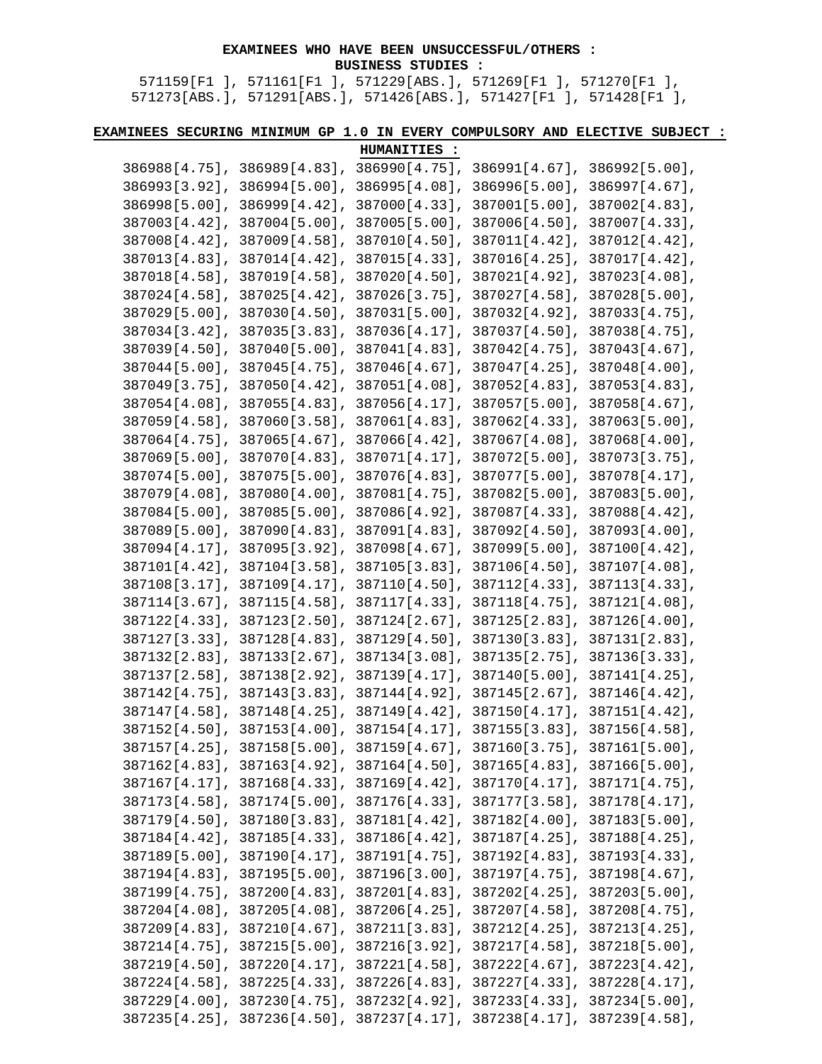**EXAMINEES WHO HAVE BEEN UNSUCCESSFUL/OTHERS :**

**BUSINESS STUDIES :**

571159[F1 ], 571161[F1 ], 571229[ABS.], 571269[F1 ], 571270[F1 ], 571273[ABS.], 571291[ABS.], 571426[ABS.], 571427[F1 ], 571428[F1 ],

**EXAMINEES SECURING MINIMUM GP 1.0 IN EVERY COMPULSORY AND ELECTIVE SUBJECT :**

**HUMANITIES :**

386988[4.75], 386989[4.83], 386990[4.75], 386991[4.67], 386992[5.00], 386993[3.92], 386994[5.00], 386995[4.08], 386996[5.00], 386997[4.67], 386998[5.00], 386999[4.42], 387000[4.33], 387001[5.00], 387002[4.83], 387003[4.42], 387004[5.00], 387005[5.00], 387006[4.50], 387007[4.33], 387008[4.42], 387009[4.58], 387010[4.50], 387011[4.42], 387012[4.42], 387013[4.83], 387014[4.42], 387015[4.33], 387016[4.25], 387017[4.42], 387018[4.58], 387019[4.58], 387020[4.50], 387021[4.92], 387023[4.08], 387024[4.58], 387025[4.42], 387026[3.75], 387027[4.58], 387028[5.00], 387029[5.00], 387030[4.50], 387031[5.00], 387032[4.92], 387033[4.75], 387034[3.42], 387035[3.83], 387036[4.17], 387037[4.50], 387038[4.75], 387039[4.50], 387040[5.00], 387041[4.83], 387042[4.75], 387043[4.67], 387044[5.00], 387045[4.75], 387046[4.67], 387047[4.25], 387048[4.00], 387049[3.75], 387050[4.42], 387051[4.08], 387052[4.83], 387053[4.83], 387054[4.08], 387055[4.83], 387056[4.17], 387057[5.00], 387058[4.67], 387059[4.58], 387060[3.58], 387061[4.83], 387062[4.33], 387063[5.00], 387064[4.75], 387065[4.67], 387066[4.42], 387067[4.08], 387068[4.00], 387069[5.00], 387070[4.83], 387071[4.17], 387072[5.00], 387073[3.75], 387074[5.00], 387075[5.00], 387076[4.83], 387077[5.00], 387078[4.17], 387079[4.08], 387080[4.00], 387081[4.75], 387082[5.00], 387083[5.00], 387084[5.00], 387085[5.00], 387086[4.92], 387087[4.33], 387088[4.42], 387089[5.00], 387090[4.83], 387091[4.83], 387092[4.50], 387093[4.00], 387094[4.17], 387095[3.92], 387098[4.67], 387099[5.00], 387100[4.42], 387101[4.42], 387104[3.58], 387105[3.83], 387106[4.50], 387107[4.08], 387108[3.17], 387109[4.17], 387110[4.50], 387112[4.33], 387113[4.33], 387114[3.67], 387115[4.58], 387117[4.33], 387118[4.75], 387121[4.08], 387122[4.33], 387123[2.50], 387124[2.67], 387125[2.83], 387126[4.00], 387127[3.33], 387128[4.83], 387129[4.50], 387130[3.83], 387131[2.83], 387132[2.83], 387133[2.67], 387134[3.08], 387135[2.75], 387136[3.33], 387137[2.58], 387138[2.92], 387139[4.17], 387140[5.00], 387141[4.25], 387142[4.75], 387143[3.83], 387144[4.92], 387145[2.67], 387146[4.42], 387147[4.58], 387148[4.25], 387149[4.42], 387150[4.17], 387151[4.42], 387152[4.50], 387153[4.00], 387154[4.17], 387155[3.83], 387156[4.58], 387157[4.25], 387158[5.00], 387159[4.67], 387160[3.75], 387161[5.00], 387162[4.83], 387163[4.92], 387164[4.50], 387165[4.83], 387166[5.00], 387167[4.17], 387168[4.33], 387169[4.42], 387170[4.17], 387171[4.75], 387173[4.58], 387174[5.00], 387176[4.33], 387177[3.58], 387178[4.17], 387179[4.50], 387180[3.83], 387181[4.42], 387182[4.00], 387183[5.00], 387184[4.42], 387185[4.33], 387186[4.42], 387187[4.25], 387188[4.25], 387189[5.00], 387190[4.17], 387191[4.75], 387192[4.83], 387193[4.33], 387194[4.83], 387195[5.00], 387196[3.00], 387197[4.75], 387198[4.67], 387199[4.75], 387200[4.83], 387201[4.83], 387202[4.25], 387203[5.00], 387204[4.08], 387205[4.08], 387206[4.25], 387207[4.58], 387208[4.75], 387209[4.83], 387210[4.67], 387211[3.83], 387212[4.25], 387213[4.25], 387214[4.75], 387215[5.00], 387216[3.92], 387217[4.58], 387218[5.00], 387219[4.50], 387220[4.17], 387221[4.58], 387222[4.67], 387223[4.42], 387224[4.58], 387225[4.33], 387226[4.83], 387227[4.33], 387228[4.17], 387229[4.00], 387230[4.75], 387232[4.92], 387233[4.33], 387234[5.00], 387235[4.25], 387236[4.50], 387237[4.17], 387238[4.17], 387239[4.58],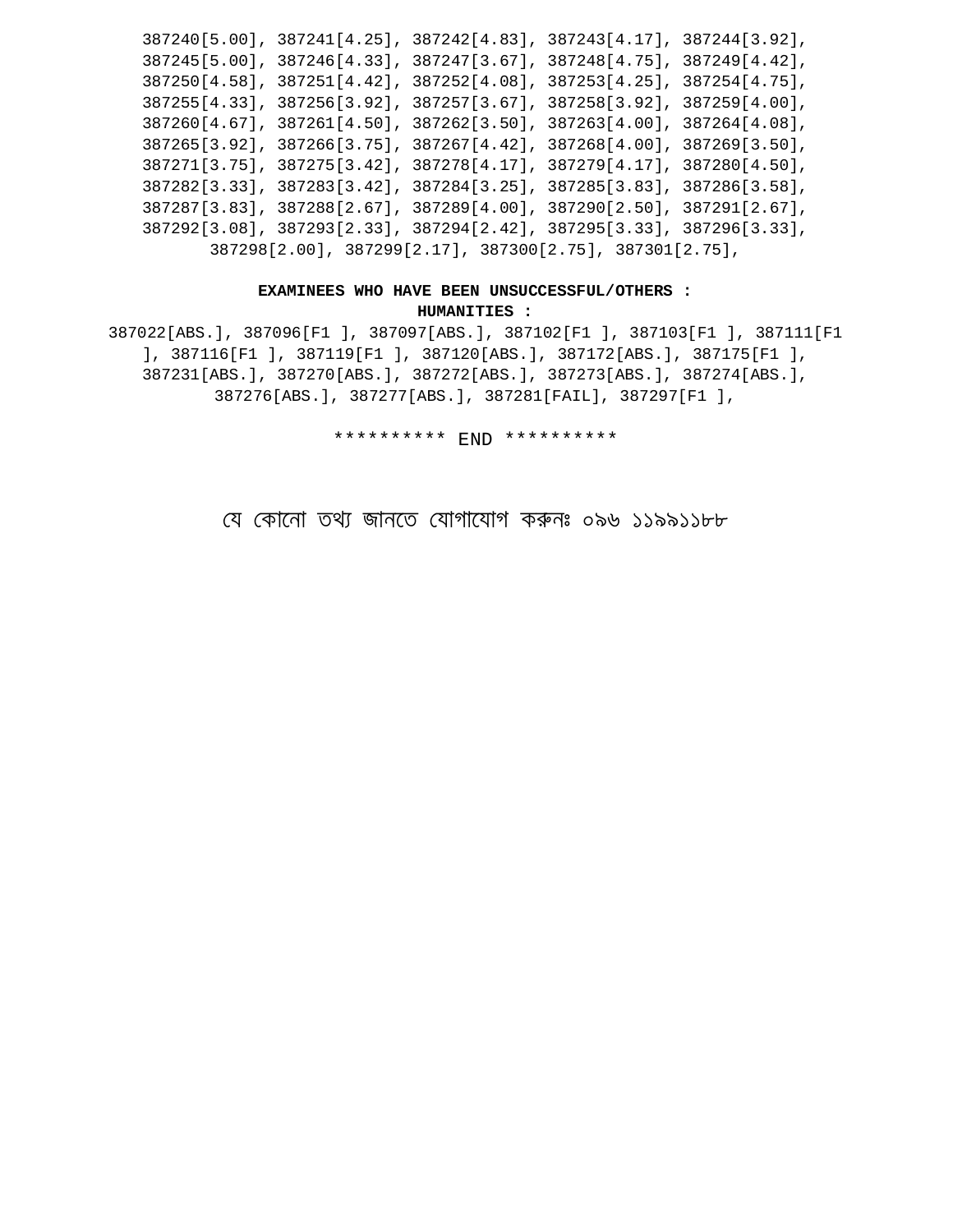387240[5.00], 387241[4.25], 387242[4.83], 387243[4.17], 387244[3.92], 387245[5.00], 387246[4.33], 387247[3.67], 387248[4.75], 387249[4.42], 387250[4.58], 387251[4.42], 387252[4.08], 387253[4.25], 387254[4.75], 387255[4.33], 387256[3.92], 387257[3.67], 387258[3.92], 387259[4.00], 387260[4.67], 387261[4.50], 387262[3.50], 387263[4.00], 387264[4.08], 387265[3.92], 387266[3.75], 387267[4.42], 387268[4.00], 387269[3.50], 387271[3.75], 387275[3.42], 387278[4.17], 387279[4.17], 387280[4.50], 387282[3.33], 387283[3.42], 387284[3.25], 387285[3.83], 387286[3.58], 387287[3.83], 387288[2.67], 387289[4.00], 387290[2.50], 387291[2.67], 387292[3.08], 387293[2.33], 387294[2.42], 387295[3.33], 387296[3.33], 387298[2.00], 387299[2.17], 387300[2.75], 387301[2.75],

**EXAMINEES WHO HAVE BEEN UNSUCCESSFUL/OTHERS :**

**HUMANITIES :**

387022[ABS.], 387096[F1 ], 387097[ABS.], 387102[F1 ], 387103[F1 ], 387111[F1 ], 387116[F1 ], 387119[F1 ], 387120[ABS.], 387172[ABS.], 387175[F1 ], 387231[ABS.], 387270[ABS.], 387272[ABS.], 387273[ABS.], 387274[ABS.], 387276[ABS.], 387277[ABS.], 387281[FAIL], 387297[F1 ],

********** END **********

যে কোনো তথ্য জানতে যোগাযোগ করুনঃ ০৯৬ ১১৯৯১১৮৮